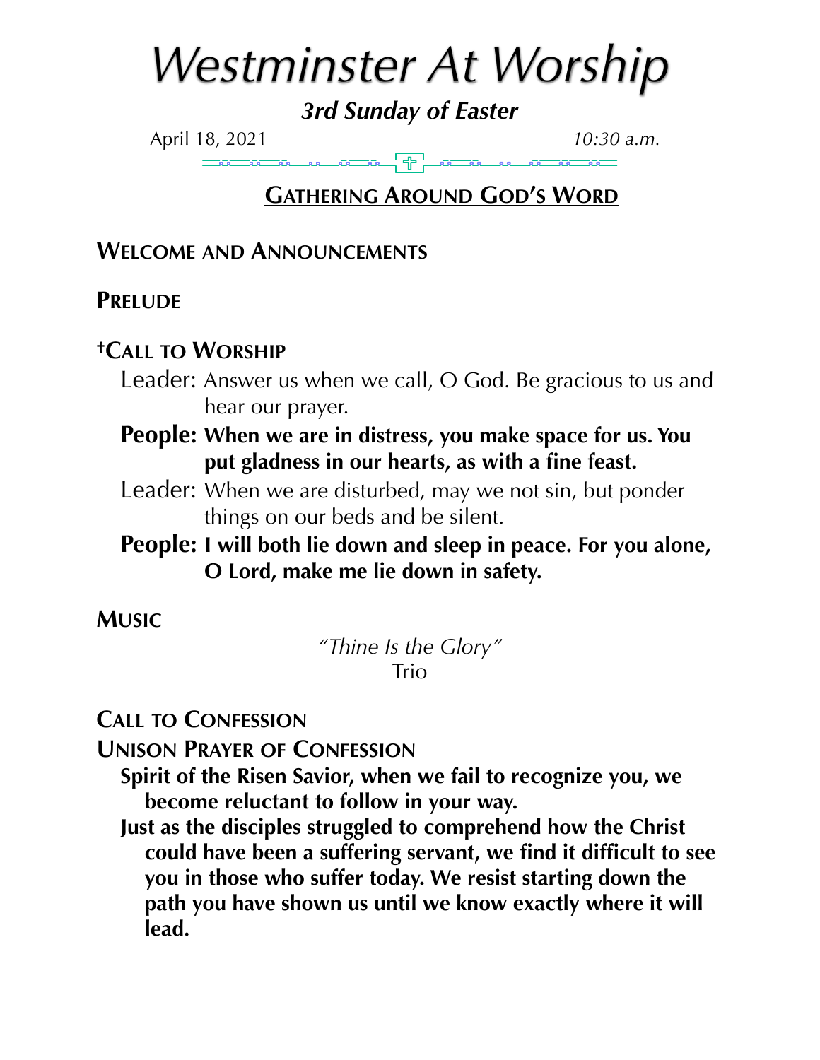# Westminster At Worship

***3rd Sunday of Easter***

April 18, 2021 *10:30 a.m.*

## GATHERING AROUND GOD'S WORD

**WELCOME AND ANNOUNCEMENTS**

**PRELUDE**

**†CALL TO WORSHIP**

Leader: Answer us when we call, O God. Be gracious to us and hear our prayer.

**People: When we are in distress, you make space for us. You put gladness in our hearts, as with a fine feast.**

Leader: When we are disturbed, may we not sin, but ponder things on our beds and be silent.

**People: I will both lie down and sleep in peace. For you alone, O Lord, make me lie down in safety.**

**MUSIC**

*"Thine Is the Glory"*
Trio

**CALL TO CONFESSION**

**UNISON PRAYER OF CONFESSION**

**Spirit of the Risen Savior, when we fail to recognize you, we become reluctant to follow in your way.**

**Just as the disciples struggled to comprehend how the Christ could have been a suffering servant, we find it difficult to see you in those who suffer today. We resist starting down the path you have shown us until we know exactly where it will lead.**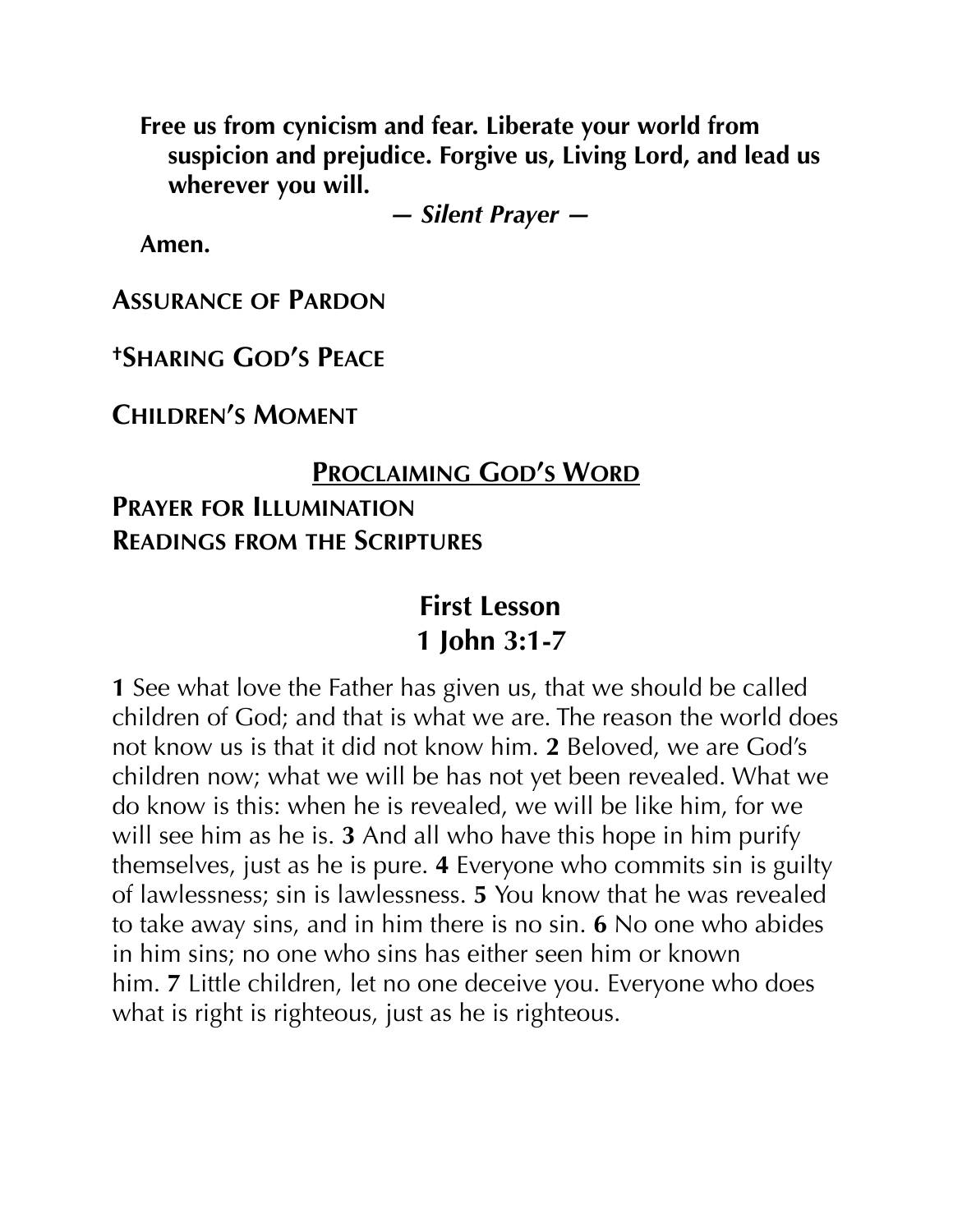**Free us from cynicism and fear. Liberate your world from suspicion and prejudice. Forgive us, Living Lord, and lead us wherever you will.**

***— Silent Prayer —***

**Amen.**

**ASSURANCE OF PARDON**

**†SHARING GOD'S PEACE**

**CHILDREN'S MOMENT**

## PROCLAIMING GOD'S WORD

**PRAYER FOR ILLUMINATION**

**READINGS FROM THE SCRIPTURES**

### First Lesson
### 1 John 3:1-7

**1** See what love the Father has given us, that we should be called children of God; and that is what we are. The reason the world does not know us is that it did not know him. **2** Beloved, we are God's children now; what we will be has not yet been revealed. What we do know is this: when he is revealed, we will be like him, for we will see him as he is. **3** And all who have this hope in him purify themselves, just as he is pure. **4** Everyone who commits sin is guilty of lawlessness; sin is lawlessness. **5** You know that he was revealed to take away sins, and in him there is no sin. **6** No one who abides in him sins; no one who sins has either seen him or known him. **7** Little children, let no one deceive you. Everyone who does what is right is righteous, just as he is righteous.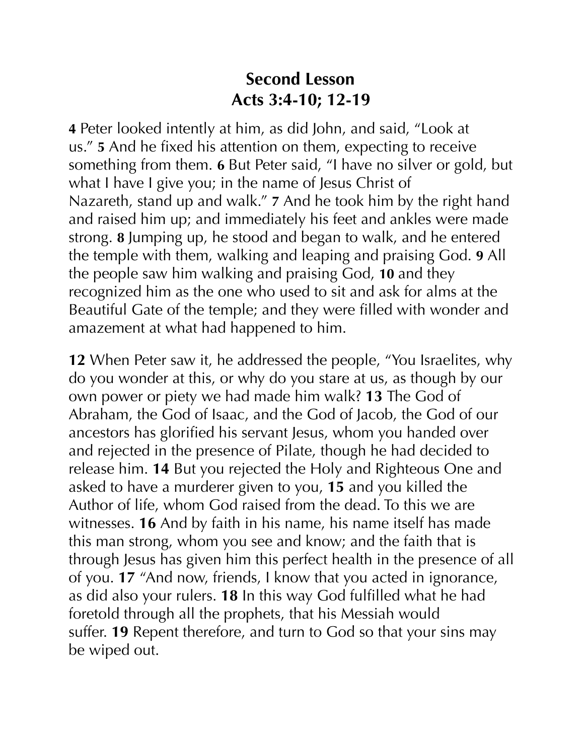# Second Lesson
# Acts 3:4-10; 12-19

**4** Peter looked intently at him, as did John, and said, "Look at us." **5** And he fixed his attention on them, expecting to receive something from them. **6** But Peter said, "I have no silver or gold, but what I have I give you; in the name of Jesus Christ of Nazareth, stand up and walk." **7** And he took him by the right hand and raised him up; and immediately his feet and ankles were made strong. **8** Jumping up, he stood and began to walk, and he entered the temple with them, walking and leaping and praising God. **9** All the people saw him walking and praising God, **10** and they recognized him as the one who used to sit and ask for alms at the Beautiful Gate of the temple; and they were filled with wonder and amazement at what had happened to him.

**12** When Peter saw it, he addressed the people, "You Israelites, why do you wonder at this, or why do you stare at us, as though by our own power or piety we had made him walk? **13** The God of Abraham, the God of Isaac, and the God of Jacob, the God of our ancestors has glorified his servant Jesus, whom you handed over and rejected in the presence of Pilate, though he had decided to release him. **14** But you rejected the Holy and Righteous One and asked to have a murderer given to you, **15** and you killed the Author of life, whom God raised from the dead. To this we are witnesses. **16** And by faith in his name, his name itself has made this man strong, whom you see and know; and the faith that is through Jesus has given him this perfect health in the presence of all of you. **17** "And now, friends, I know that you acted in ignorance, as did also your rulers. **18** In this way God fulfilled what he had foretold through all the prophets, that his Messiah would suffer. **19** Repent therefore, and turn to God so that your sins may be wiped out.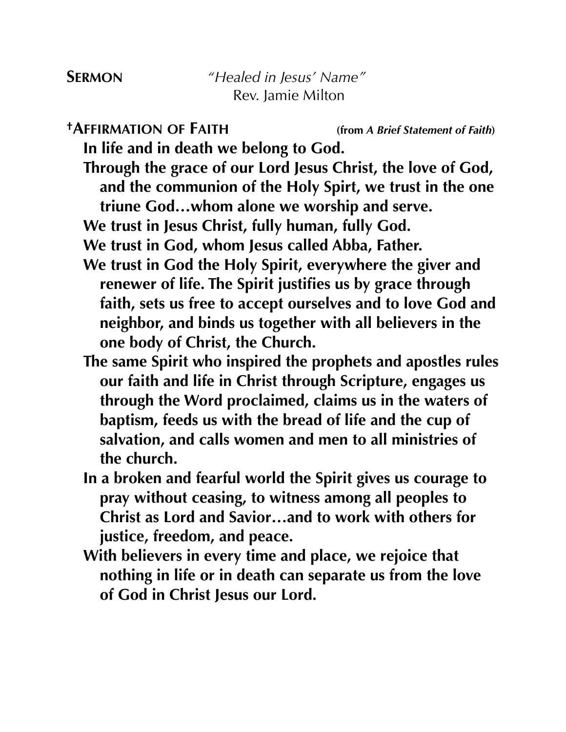**SERMON** *"Healed in Jesus' Name"*
Rev. Jamie Milton

**†AFFIRMATION OF FAITH** **(from *A Brief Statement of Faith*)**

**In life and in death we belong to God.**

**Through the grace of our Lord Jesus Christ, the love of God, and the communion of the Holy Spirt, we trust in the one triune God…whom alone we worship and serve.**

**We trust in Jesus Christ, fully human, fully God.**

**We trust in God, whom Jesus called Abba, Father.**

**We trust in God the Holy Spirit, everywhere the giver and renewer of life. The Spirit justifies us by grace through faith, sets us free to accept ourselves and to love God and neighbor, and binds us together with all believers in the one body of Christ, the Church.**

**The same Spirit who inspired the prophets and apostles rules our faith and life in Christ through Scripture, engages us through the Word proclaimed, claims us in the waters of baptism, feeds us with the bread of life and the cup of salvation, and calls women and men to all ministries of the church.**

**In a broken and fearful world the Spirit gives us courage to pray without ceasing, to witness among all peoples to Christ as Lord and Savior…and to work with others for justice, freedom, and peace.**

**With believers in every time and place, we rejoice that nothing in life or in death can separate us from the love of God in Christ Jesus our Lord.**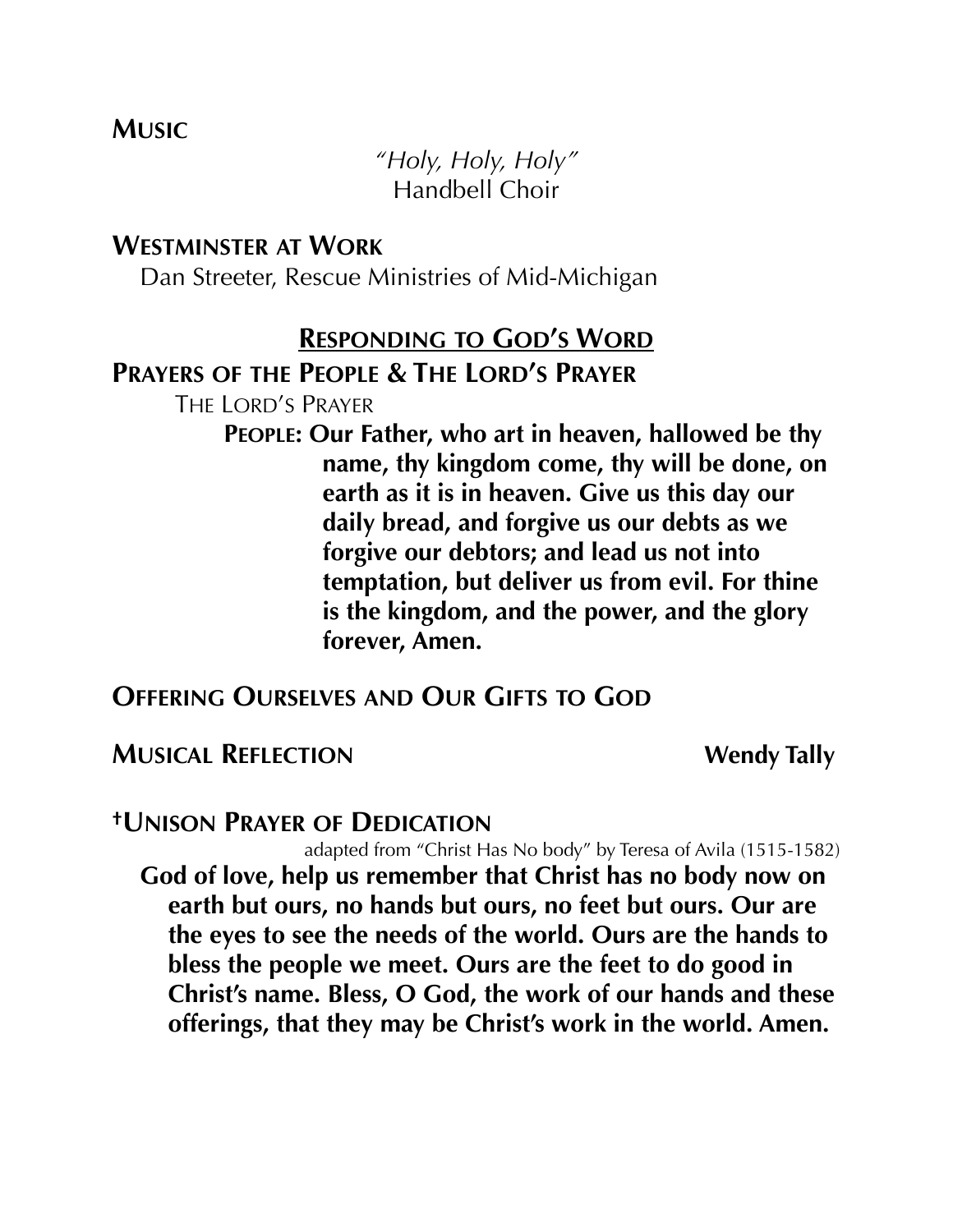**MUSIC**

*"Holy, Holy, Holy"*
Handbell Choir

**WESTMINSTER AT WORK**

Dan Streeter, Rescue Ministries of Mid-Michigan

## RESPONDING TO GOD'S WORD

**PRAYERS OF THE PEOPLE & THE LORD'S PRAYER**

THE LORD'S PRAYER

**PEOPLE: Our Father, who art in heaven, hallowed be thy name, thy kingdom come, thy will be done, on earth as it is in heaven. Give us this day our daily bread, and forgive us our debts as we forgive our debtors; and lead us not into temptation, but deliver us from evil. For thine is the kingdom, and the power, and the glory forever, Amen.**

**OFFERING OURSELVES AND OUR GIFTS TO GOD**

**MUSICAL REFLECTION** **Wendy Tally**

**†UNISON PRAYER OF DEDICATION**

adapted from "Christ Has No body" by Teresa of Avila (1515-1582)

**God of love, help us remember that Christ has no body now on earth but ours, no hands but ours, no feet but ours. Our are the eyes to see the needs of the world. Ours are the hands to bless the people we meet. Ours are the feet to do good in Christ's name. Bless, O God, the work of our hands and these offerings, that they may be Christ's work in the world. Amen.**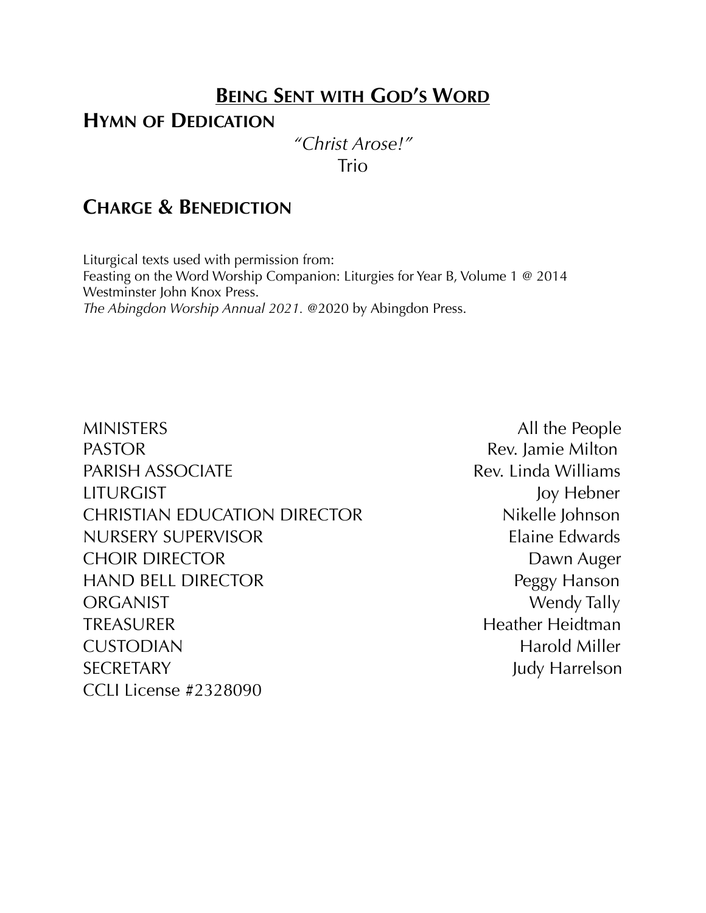## **Being Sent with God's Word**

### **Hymn of Dedication**

*"Christ Arose!"*
Trio

### **Charge & Benediction**

Liturgical texts used with permission from:
Feasting on the Word Worship Companion: Liturgies for Year B, Volume 1 @ 2014 Westminster John Knox Press.
*The Abingdon Worship Annual 2021.* @2020 by Abingdon Press.

| | |
|---|---|
| MINISTERS | All the People |
| PASTOR | Rev. Jamie Milton |
| PARISH ASSOCIATE | Rev. Linda Williams |
| LITURGIST | Joy Hebner |
| CHRISTIAN EDUCATION DIRECTOR | Nikelle Johnson |
| NURSERY SUPERVISOR | Elaine Edwards |
| CHOIR DIRECTOR | Dawn Auger |
| HAND BELL DIRECTOR | Peggy Hanson |
| ORGANIST | Wendy Tally |
| TREASURER | Heather Heidtman |
| CUSTODIAN | Harold Miller |
| SECRETARY | Judy Harrelson |

CCLI License #2328090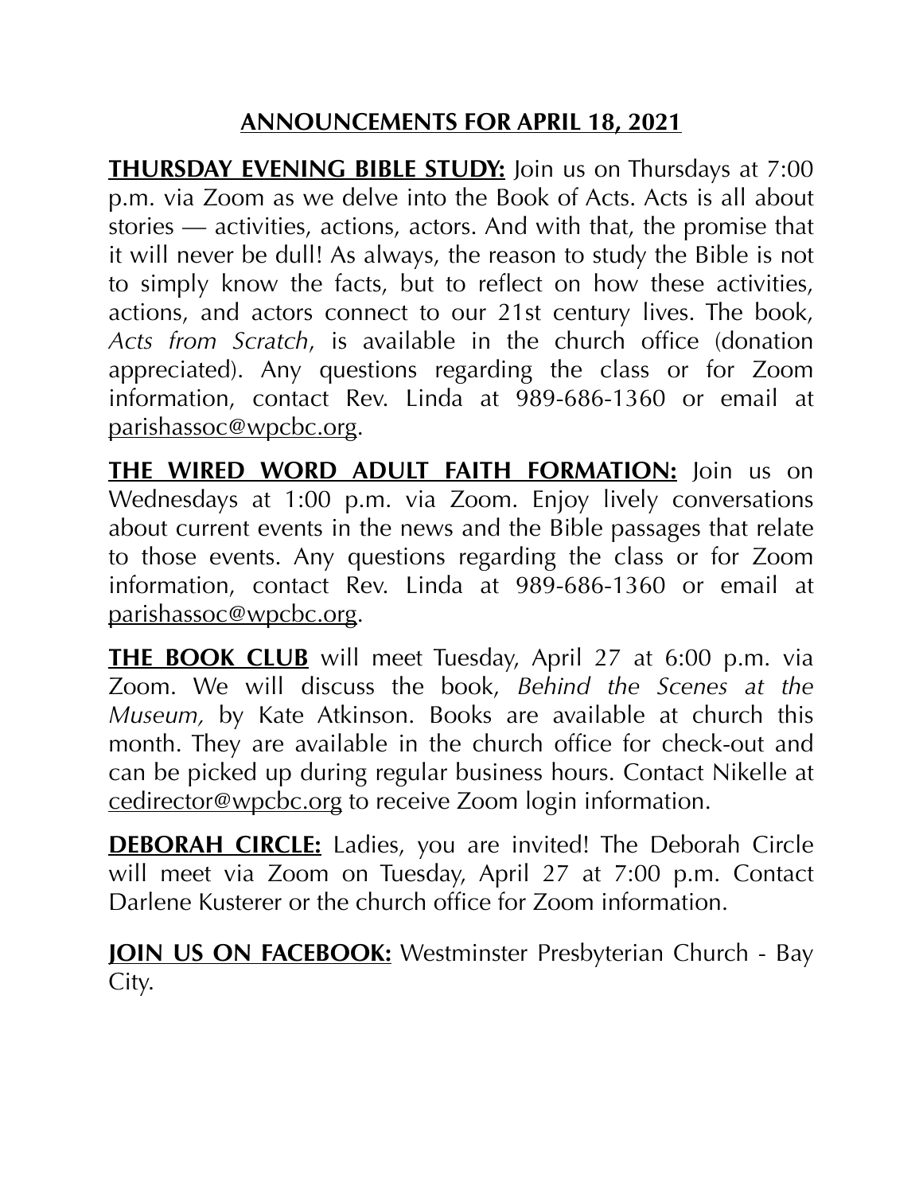## ANNOUNCEMENTS FOR APRIL 18, 2021

**THURSDAY EVENING BIBLE STUDY:** Join us on Thursdays at 7:00 p.m. via Zoom as we delve into the Book of Acts. Acts is all about stories — activities, actions, actors. And with that, the promise that it will never be dull! As always, the reason to study the Bible is not to simply know the facts, but to reflect on how these activities, actions, and actors connect to our 21st century lives. The book, *Acts from Scratch*, is available in the church office (donation appreciated). Any questions regarding the class or for Zoom information, contact Rev. Linda at 989-686-1360 or email at parishassoc@wpcbc.org.

**THE WIRED WORD ADULT FAITH FORMATION:** Join us on Wednesdays at 1:00 p.m. via Zoom. Enjoy lively conversations about current events in the news and the Bible passages that relate to those events. Any questions regarding the class or for Zoom information, contact Rev. Linda at 989-686-1360 or email at parishassoc@wpcbc.org.

**THE BOOK CLUB** will meet Tuesday, April 27 at 6:00 p.m. via Zoom. We will discuss the book, *Behind the Scenes at the Museum,* by Kate Atkinson. Books are available at church this month. They are available in the church office for check-out and can be picked up during regular business hours. Contact Nikelle at cedirector@wpcbc.org to receive Zoom login information.

**DEBORAH CIRCLE:** Ladies, you are invited! The Deborah Circle will meet via Zoom on Tuesday, April 27 at 7:00 p.m. Contact Darlene Kusterer or the church office for Zoom information.

**JOIN US ON FACEBOOK:** Westminster Presbyterian Church - Bay City.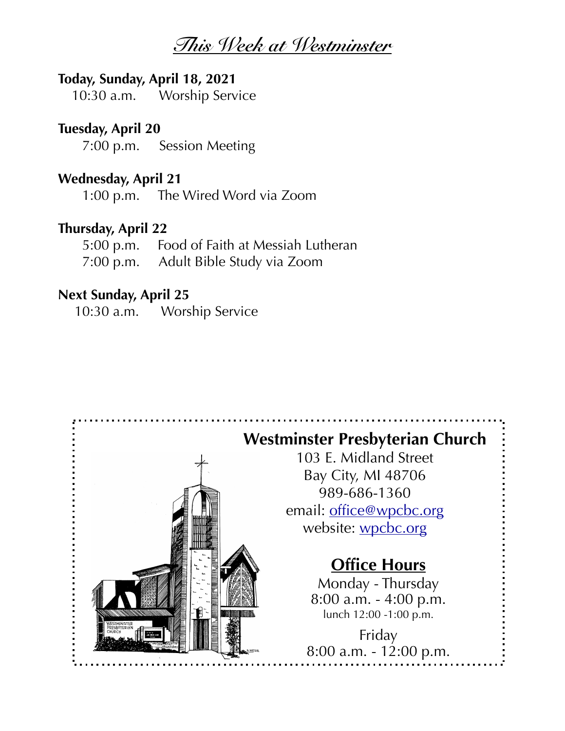# *This Week at Westminster*

**Today, Sunday, April 18, 2021**
10:30 a.m. Worship Service

**Tuesday, April 20**
7:00 p.m. Session Meeting

**Wednesday, April 21**
1:00 p.m. The Wired Word via Zoom

**Thursday, April 22**
5:00 p.m. Food of Faith at Messiah Lutheran
7:00 p.m. Adult Bible Study via Zoom

**Next Sunday, April 25**
10:30 a.m. Worship Service

**Westminster Presbyterian Church**
103 E. Midland Street
Bay City, MI 48706
989-686-1360
email: office@wpcbc.org
website: wpcbc.org

**Office Hours**
Monday - Thursday
8:00 a.m. - 4:00 p.m.
lunch 12:00 -1:00 p.m.

Friday
8:00 a.m. - 12:00 p.m.